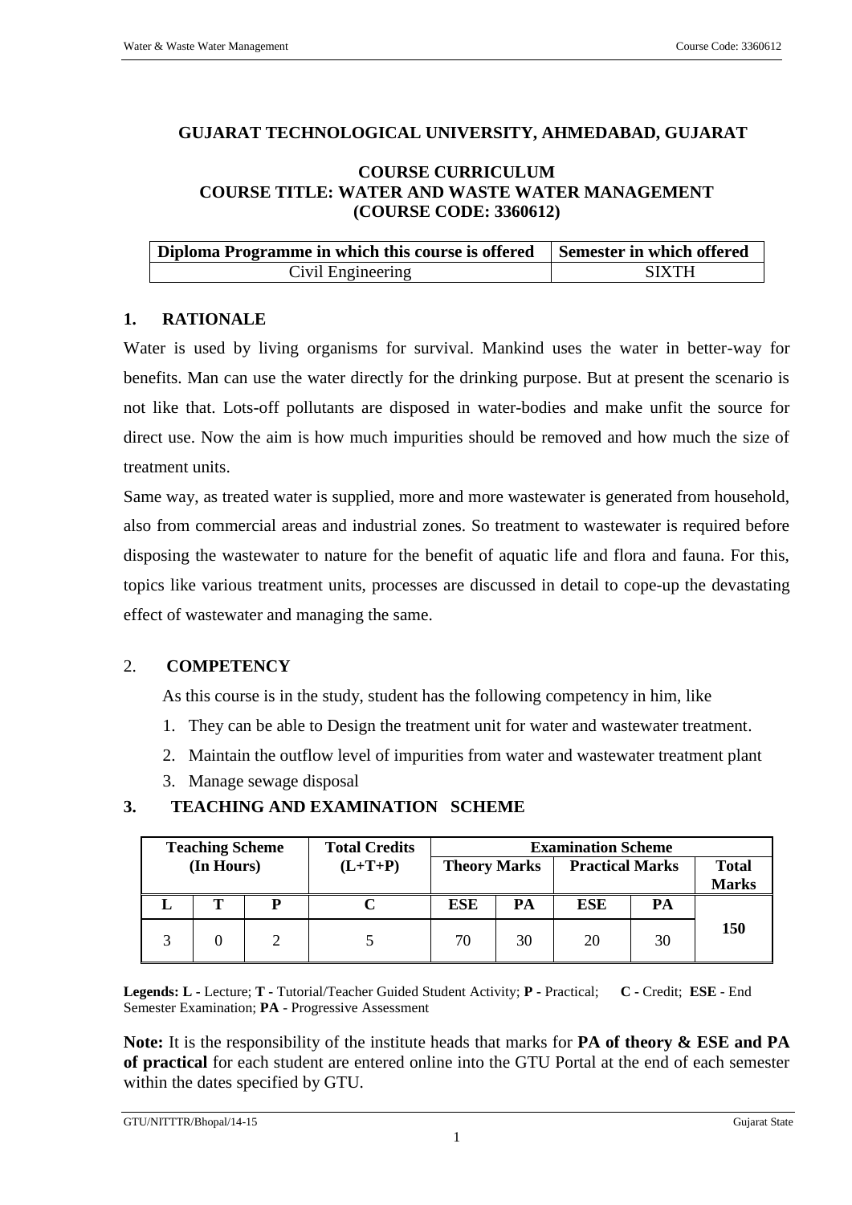# GUJARAT TECHNOLOGICAL UNIVERSITY, AHMEDABAD, GUJARAT

## COURSE CURRICULUM
## COURSE TITLE: WATER AND WASTE WATER MANAGEMENT
## (COURSE CODE: 3360612)

| Diploma Programme in which this course is offered | Semester in which offered |
|---|---|
| Civil Engineering | SIXTH |

## 1. RATIONALE

Water is used by living organisms for survival. Mankind uses the water in better-way for benefits. Man can use the water directly for the drinking purpose. But at present the scenario is not like that. Lots-off pollutants are disposed in water-bodies and make unfit the source for direct use. Now the aim is how much impurities should be removed and how much the size of treatment units.

Same way, as treated water is supplied, more and more wastewater is generated from household, also from commercial areas and industrial zones. So treatment to wastewater is required before disposing the wastewater to nature for the benefit of aquatic life and flora and fauna. For this, topics like various treatment units, processes are discussed in detail to cope-up the devastating effect of wastewater and managing the same.

## 2. COMPETENCY

As this course is in the study, student has the following competency in him, like

1. They can be able to Design the treatment unit for water and wastewater treatment.
2. Maintain the outflow level of impurities from water and wastewater treatment plant
3. Manage sewage disposal

## 3. TEACHING AND EXAMINATION SCHEME

| Teaching Scheme (In Hours) | | | Total Credits (L+T+P) | Examination Scheme | | | | |
|---|---|---|---|---|---|---|---|---|
| | | | | Theory Marks | | Practical Marks | | Total Marks |
| L | T | P | C | ESE | PA | ESE | PA | |
| 3 | 0 | 2 | 5 | 70 | 30 | 20 | 30 | 150 |

**Legends: L** - Lecture; **T** - Tutorial/Teacher Guided Student Activity; **P** - Practical; **C** - Credit; **ESE** - End Semester Examination; **PA** - Progressive Assessment

**Note:** It is the responsibility of the institute heads that marks for **PA of theory & ESE and PA of practical** for each student are entered online into the GTU Portal at the end of each semester within the dates specified by GTU.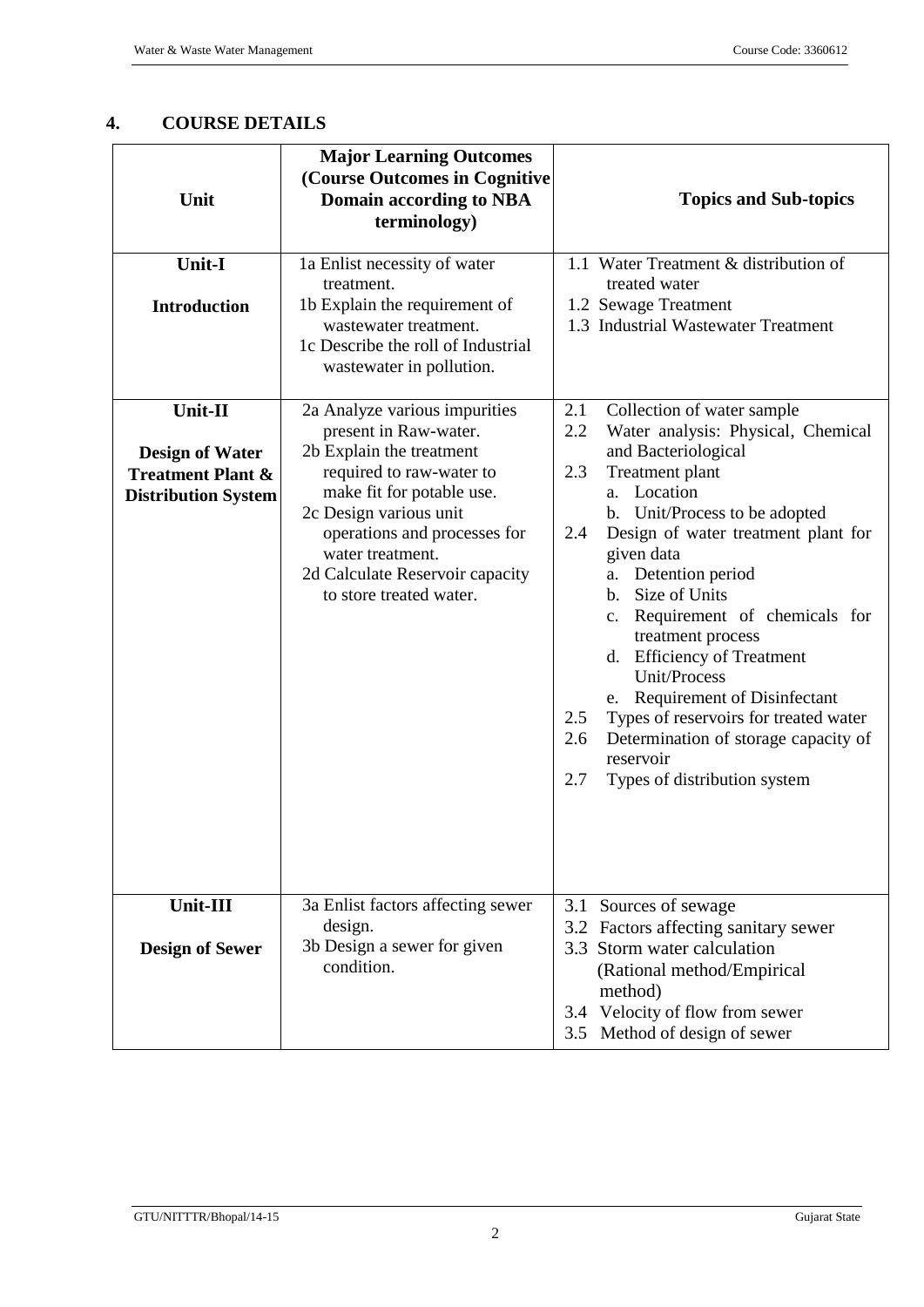## 4. COURSE DETAILS

| Unit | Major Learning Outcomes (Course Outcomes in Cognitive Domain according to NBA terminology) | Topics and Sub-topics |
|---|---|---|
| **Unit-I**<br><br>**Introduction** | 1a Enlist necessity of water treatment.<br>1b Explain the requirement of wastewater treatment.<br>1c Describe the roll of Industrial wastewater in pollution. | 1.1 Water Treatment & distribution of treated water<br>1.2 Sewage Treatment<br>1.3 Industrial Wastewater Treatment |
| **Unit-II**<br><br>**Design of Water Treatment Plant & Distribution System** | 2a Analyze various impurities present in Raw-water.<br>2b Explain the treatment required to raw-water to make fit for potable use.<br>2c Design various unit operations and processes for water treatment.<br>2d Calculate Reservoir capacity to store treated water. | 2.1 Collection of water sample<br>2.2 Water analysis: Physical, Chemical and Bacteriological<br>2.3 Treatment plant<br>a. Location<br>b. Unit/Process to be adopted<br>2.4 Design of water treatment plant for given data<br>a. Detention period<br>b. Size of Units<br>c. Requirement of chemicals for treatment process<br>d. Efficiency of Treatment Unit/Process<br>e. Requirement of Disinfectant<br>2.5 Types of reservoirs for treated water<br>2.6 Determination of storage capacity of reservoir<br>2.7 Types of distribution system |
| **Unit-III**<br><br>**Design of Sewer** | 3a Enlist factors affecting sewer design.<br>3b Design a sewer for given condition. | 3.1 Sources of sewage<br>3.2 Factors affecting sanitary sewer<br>3.3 Storm water calculation (Rational method/Empirical method)<br>3.4 Velocity of flow from sewer<br>3.5 Method of design of sewer |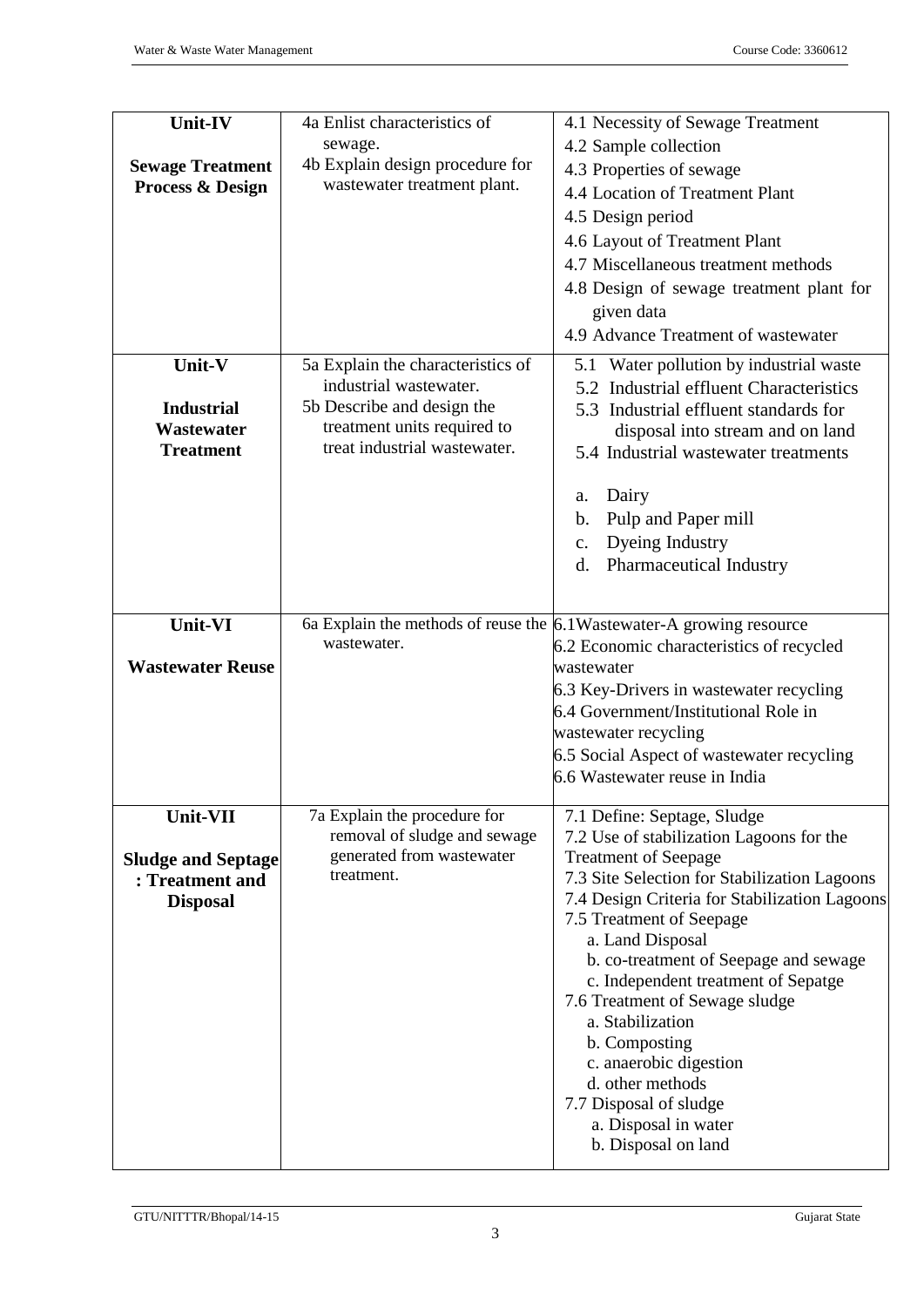| Unit-IV<br><br>Sewage Treatment Process & Design | 4a Enlist characteristics of sewage.<br>4b Explain design procedure for wastewater treatment plant. | 4.1 Necessity of Sewage Treatment<br>4.2 Sample collection<br>4.3 Properties of sewage<br>4.4 Location of Treatment Plant<br>4.5 Design period<br>4.6 Layout of Treatment Plant<br>4.7 Miscellaneous treatment methods<br>4.8 Design of sewage treatment plant for given data<br>4.9 Advance Treatment of wastewater |
|---|---|---|
| **Unit-V**<br><br>**Industrial Wastewater Treatment** | 5a Explain the characteristics of industrial wastewater.<br>5b Describe and design the treatment units required to treat industrial wastewater. | 5.1 Water pollution by industrial waste<br>5.2 Industrial effluent Characteristics<br>5.3 Industrial effluent standards for disposal into stream and on land<br>5.4 Industrial wastewater treatments<br><br>a. Dairy<br>b. Pulp and Paper mill<br>c. Dyeing Industry<br>d. Pharmaceutical Industry |
| **Unit-VI**<br><br>**Wastewater Reuse** | 6a Explain the methods of reuse the wastewater. | 6.1Wastewater-A growing resource<br>6.2 Economic characteristics of recycled wastewater<br>6.3 Key-Drivers in wastewater recycling<br>6.4 Government/Institutional Role in wastewater recycling<br>6.5 Social Aspect of wastewater recycling<br>6.6 Wastewater reuse in India |
| **Unit-VII**<br><br>**Sludge and Septage : Treatment and Disposal** | 7a Explain the procedure for removal of sludge and sewage generated from wastewater treatment. | 7.1 Define: Septage, Sludge<br>7.2 Use of stabilization Lagoons for the Treatment of Seepage<br>7.3 Site Selection for Stabilization Lagoons<br>7.4 Design Criteria for Stabilization Lagoons<br>7.5 Treatment of Seepage<br>a. Land Disposal<br>b. co-treatment of Seepage and sewage<br>c. Independent treatment of Sepatge<br>7.6 Treatment of Sewage sludge<br>a. Stabilization<br>b. Composting<br>c. anaerobic digestion<br>d. other methods<br>7.7 Disposal of sludge<br>a. Disposal in water<br>b. Disposal on land |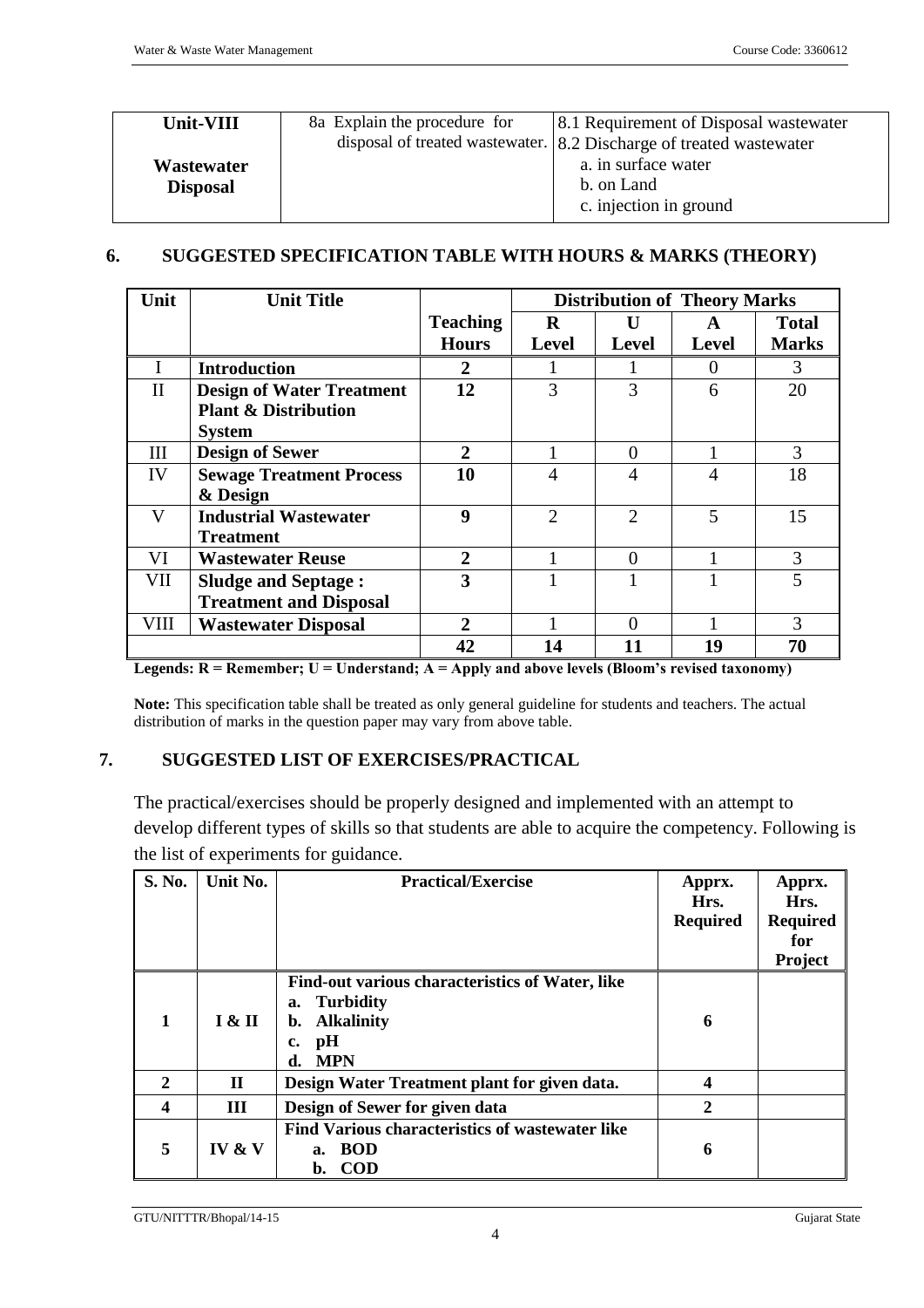| Unit-VIII<br><br>Wastewater Disposal | 8a Explain the procedure for disposal of treated wastewater. | 8.1 Requirement of Disposal wastewater<br>8.2 Discharge of treated wastewater<br>a. in surface water<br>b. on Land<br>c. injection in ground |
|---|---|---|

## 6. SUGGESTED SPECIFICATION TABLE WITH HOURS & MARKS (THEORY)

| Unit | Unit Title | Teaching Hours | Distribution of Theory Marks | | | |
|---|---|---|---|---|---|---|
| | | | R Level | U Level | A Level | Total Marks |
| I | **Introduction** | 2 | 1 | 1 | 0 | 3 |
| II | **Design of Water Treatment Plant & Distribution System** | 12 | 3 | 3 | 6 | 20 |
| III | **Design of Sewer** | 2 | 1 | 0 | 1 | 3 |
| IV | **Sewage Treatment Process & Design** | 10 | 4 | 4 | 4 | 18 |
| V | **Industrial Wastewater Treatment** | 9 | 2 | 2 | 5 | 15 |
| VI | **Wastewater Reuse** | 2 | 1 | 0 | 1 | 3 |
| VII | **Sludge and Septage : Treatment and Disposal** | 3 | 1 | 1 | 1 | 5 |
| VIII | **Wastewater Disposal** | 2 | 1 | 0 | 1 | 3 |
| | | **42** | **14** | **11** | **19** | **70** |

**Legends: R = Remember; U = Understand; A = Apply and above levels (Bloom's revised taxonomy)**

**Note:** This specification table shall be treated as only general guideline for students and teachers. The actual distribution of marks in the question paper may vary from above table.

## 7. SUGGESTED LIST OF EXERCISES/PRACTICAL

The practical/exercises should be properly designed and implemented with an attempt to develop different types of skills so that students are able to acquire the competency. Following is the list of experiments for guidance.

| S. No. | Unit No. | Practical/Exercise | Apprx. Hrs. Required | Apprx. Hrs. Required for Project |
|---|---|---|---|---|
| **1** | **I & II** | **Find-out various characteristics of Water, like**<br>**a. Turbidity**<br>**b. Alkalinity**<br>**c. pH**<br>**d. MPN** | **6** | |
| **2** | **II** | **Design Water Treatment plant for given data.** | **4** | |
| **4** | **III** | **Design of Sewer for given data** | **2** | |
| **5** | **IV & V** | **Find Various characteristics of wastewater like**<br>**a. BOD**<br>**b. COD** | **6** | |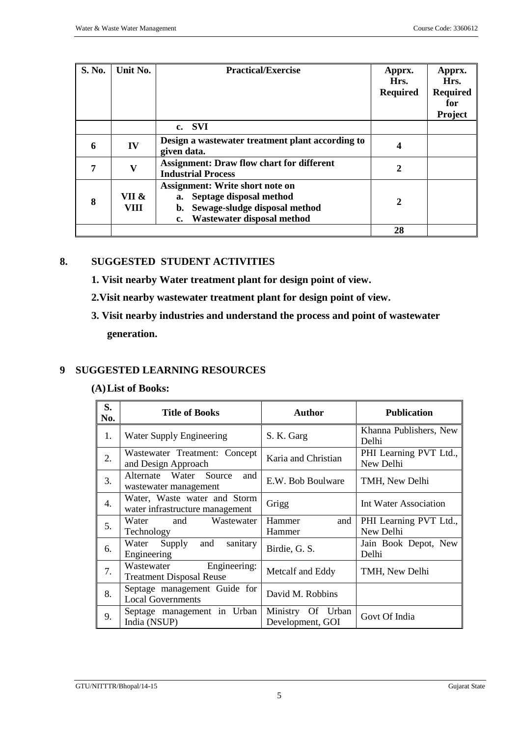| S. No. | Unit No. | Practical/Exercise | Apprx. Hrs. Required | Apprx. Hrs. Required for Project |
|---|---|---|---|---|
| | | **c. SVI** | | |
| **6** | **IV** | **Design a wastewater treatment plant according to given data.** | **4** | |
| **7** | **V** | **Assignment: Draw flow chart for different Industrial Process** | **2** | |
| **8** | **VII & VIII** | **Assignment: Write short note on**<br>**a. Septage disposal method**<br>**b. Sewage-sludge disposal method**<br>**c. Wastewater disposal method** | **2** | |
| | | | **28** | |

## 8. SUGGESTED STUDENT ACTIVITIES

**1. Visit nearby Water treatment plant for design point of view.**

**2.Visit nearby wastewater treatment plant for design point of view.**

**3. Visit nearby industries and understand the process and point of wastewater generation.**

## 9 SUGGESTED LEARNING RESOURCES

### (A) List of Books:

| S. No. | Title of Books | Author | Publication |
|---|---|---|---|
| 1. | Water Supply Engineering | S. K. Garg | Khanna Publishers, New Delhi |
| 2. | Wastewater Treatment: Concept and Design Approach | Karia and Christian | PHI Learning PVT Ltd., New Delhi |
| 3. | Alternate Water Source and wastewater management | E.W. Bob Boulware | TMH, New Delhi |
| 4. | Water, Waste water and Storm water infrastructure management | Grigg | Int Water Association |
| 5. | Water and Wastewater Technology | Hammer and Hammer | PHI Learning PVT Ltd., New Delhi |
| 6. | Water Supply and sanitary Engineering | Birdie, G. S. | Jain Book Depot, New Delhi |
| 7. | Wastewater Engineering: Treatment Disposal Reuse | Metcalf and Eddy | TMH, New Delhi |
| 8. | Septage management Guide for Local Governments | David M. Robbins | |
| 9. | Septage management in Urban India (NSUP) | Ministry Of Urban Development, GOI | Govt Of India |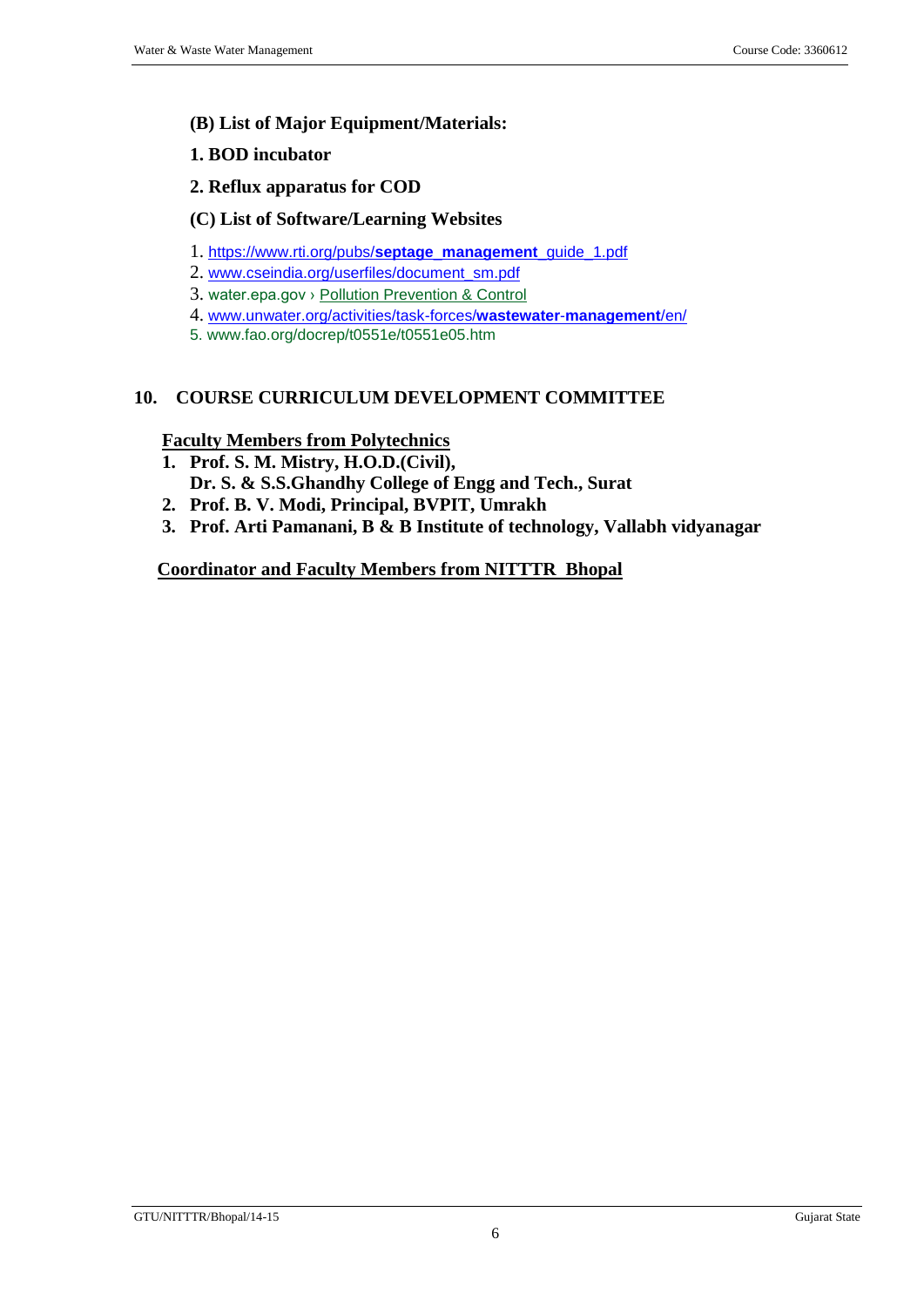**(B) List of Major Equipment/Materials:**

**1. BOD incubator**

**2. Reflux apparatus for COD**

**(C) List of Software/Learning Websites**

1. https://www.rti.org/pubs/**septage_management**_guide_1.pdf
2. www.cseindia.org/userfiles/document_sm.pdf
3. water.epa.gov › Pollution Prevention & Control
4. www.unwater.org/activities/task-forces/**wastewater-management**/en/
5. www.fao.org/docrep/t0551e/t0551e05.htm

## 10. COURSE CURRICULUM DEVELOPMENT COMMITTEE

**Faculty Members from Polytechnics**

1. **Prof. S. M. Mistry, H.O.D.(Civil),**
   **Dr. S. & S.S.Ghandhy College of Engg and Tech., Surat**
2. **Prof. B. V. Modi, Principal, BVPIT, Umrakh**
3. **Prof. Arti Pamanani, B & B Institute of technology, Vallabh vidyanagar**

**Coordinator and Faculty Members from NITTTR Bhopal**